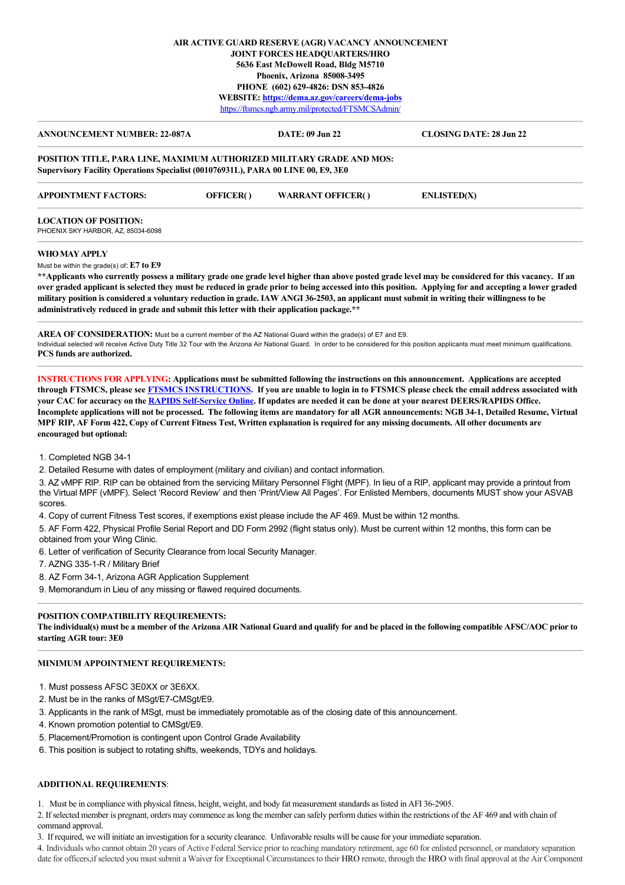**AIR ACTIVE GUARD RESERVE (AGR) VACANCY ANNOUNCEMENT**
**JOINT FORCES HEADQUARTERS/HRO**
**5636 East McDowell Road, Bldg M5710**
**Phoenix, Arizona 85008-3495**
**PHONE (602) 629-4826: DSN 853-4826**
**WEBSITE: [https://dema.az.gov/careers/dema-jobs](https://dema.az.gov/careers/dema-jobs)**
[https://ftsmcs.ngb.army.mil/protected/FTSMCSAdmin/](https://ftsmcs.ngb.army.mil/protected/FTSMCSAdmin/)

---

**ANNOUNCEMENT NUMBER: 22-087A** | **DATE: 09 Jun 22** | **CLOSING DATE: 28 Jun 22**

---

**POSITION TITLE, PARA LINE, MAXIMUM AUTHORIZED MILITARY GRADE AND MOS:**
**Supervisory Facility Operations Specialist (001076931L), PARA 00 LINE 00, E9, 3E0**

---

**APPOINTMENT FACTORS:** **OFFICER( )** **WARRANT OFFICER( )** **ENLISTED(X)**

---

**LOCATION OF POSITION:**
PHOENIX SKY HARBOR, AZ, 85034-6098

---

**WHO MAY APPLY**

Must be within the grade(s) of: **E7 to E9**

****Applicants who currently possess a military grade one grade level higher than above posted grade level may be considered for this vacancy. If an over graded applicant is selected they must be reduced in grade prior to being accessed into this position. Applying for and accepting a lower graded military position is considered a voluntary reduction in grade. IAW ANGI 36-2503, an applicant must submit in writing their willingness to be administratively reduced in grade and submit this letter with their application package.****

---

**AREA OF CONSIDERATION:** Must be a current member of the AZ National Guard within the grade(s) of E7 and E9.
Individual selected will receive Active Duty Title 32 Tour with the Arizona Air National Guard. In order to be considered for this position applicants must meet minimum qualifications.
**PCS funds are authorized.**

---

**INSTRUCTIONS FOR APPLYING: Applications must be submitted following the instructions on this announcement. Applications are accepted through FTSMCS, please see [FTSMCS INSTRUCTIONS](#). If you are unable to login in to FTSMCS please check the email address associated with your CAC for accuracy on the [RAPIDS Self-Service Online](#). If updates are needed it can be done at your nearest DEERS/RAPIDS Office. Incomplete applications will not be processed. The following items are mandatory for all AGR announcements: NGB 34-1, Detailed Resume, Virtual MPF RIP, AF Form 422, Copy of Current Fitness Test, Written explanation is required for any missing documents. All other documents are encouraged but optional:**

1. Completed NGB 34-1
2. Detailed Resume with dates of employment (military and civilian) and contact information.
3. AZ vMPF RIP. RIP can be obtained from the servicing Military Personnel Flight (MPF). In lieu of a RIP, applicant may provide a printout from the Virtual MPF (vMPF). Select 'Record Review' and then 'Print/View All Pages'. For Enlisted Members, documents MUST show your ASVAB scores.
4. Copy of current Fitness Test scores, if exemptions exist please include the AF 469. Must be within 12 months.
5. AF Form 422, Physical Profile Serial Report and DD Form 2992 (flight status only). Must be current within 12 months, this form can be obtained from your Wing Clinic.
6. Letter of verification of Security Clearance from local Security Manager.
7. AZNG 335-1-R / Military Brief
8. AZ Form 34-1, Arizona AGR Application Supplement
9. Memorandum in Lieu of any missing or flawed required documents.

---

**POSITION COMPATIBILITY REQUIREMENTS:**
**The individual(s) must be a member of the Arizona AIR National Guard and qualify for and be placed in the following compatible AFSC/AOC prior to starting AGR tour: 3E0**

---

**MINIMUM APPOINTMENT REQUIREMENTS:**

1. Must possess AFSC 3E0XX or 3E6XX.
2. Must be in the ranks of MSgt/E7-CMSgt/E9.
3. Applicants in the rank of MSgt, must be immediately promotable as of the closing date of this announcement.
4. Known promotion potential to CMSgt/E9.
5. Placement/Promotion is contingent upon Control Grade Availability
6. This position is subject to rotating shifts, weekends, TDYs and holidays.

**ADDITIONAL REQUIREMENTS**:

1. Must be in compliance with physical fitness, height, weight, and body fat measurement standards as listed in AFI 36-2905.
2. If selected member is pregnant, orders may commence as long the member can safely perform duties within the restrictions of the AF 469 and with chain of command approval.
3. If required, we will initiate an investigation for a security clearance. Unfavorable results will be cause for your immediate separation.
4. Individuals who cannot obtain 20 years of Active Federal Service prior to reaching mandatory retirement, age 60 for enlisted personnel, or mandatory separation date for officers,if selected you must submit a Waiver for Exceptional Circumstances to their HRO remote, through the HRO with final approval at the Air Component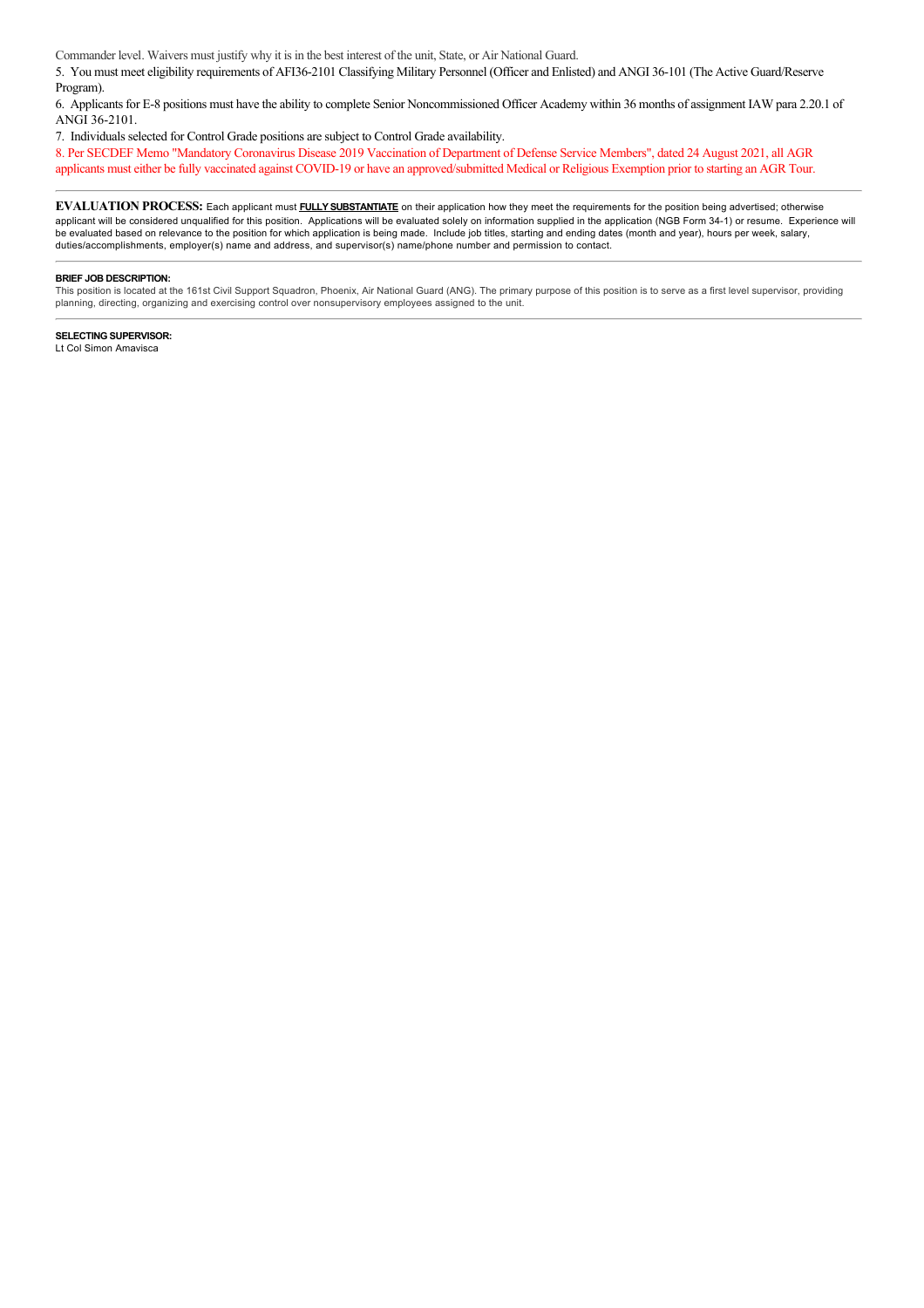Commander level. Waivers must justify why it is in the best interest of the unit, State, or Air National Guard.

5. You must meet eligibility requirements of AFI36-2101 Classifying Military Personnel (Officer and Enlisted) and ANGI 36-101 (The Active Guard/Reserve Program).

6. Applicants for E-8 positions must have the ability to complete Senior Noncommissioned Officer Academy within 36 months of assignment IAW para 2.20.1 of ANGI 36-2101.

7. Individuals selected for Control Grade positions are subject to Control Grade availability.

8. Per SECDEF Memo "Mandatory Coronavirus Disease 2019 Vaccination of Department of Defense Service Members", dated 24 August 2021, all AGR applicants must either be fully vaccinated against COVID-19 or have an approved/submitted Medical or Religious Exemption prior to starting an AGR Tour.

---

**EVALUATION PROCESS:** Each applicant must **FULLY SUBSTANTIATE** on their application how they meet the requirements for the position being advertised; otherwise applicant will be considered unqualified for this position. Applications will be evaluated solely on information supplied in the application (NGB Form 34-1) or resume. Experience will be evaluated based on relevance to the position for which application is being made. Include job titles, starting and ending dates (month and year), hours per week, salary, duties/accomplishments, employer(s) name and address, and supervisor(s) name/phone number and permission to contact.

---

**BRIEF JOB DESCRIPTION:**

This position is located at the 161st Civil Support Squadron, Phoenix, Air National Guard (ANG). The primary purpose of this position is to serve as a first level supervisor, providing planning, directing, organizing and exercising control over nonsupervisory employees assigned to the unit.

---

**SELECTING SUPERVISOR:**

Lt Col Simon Amavisca